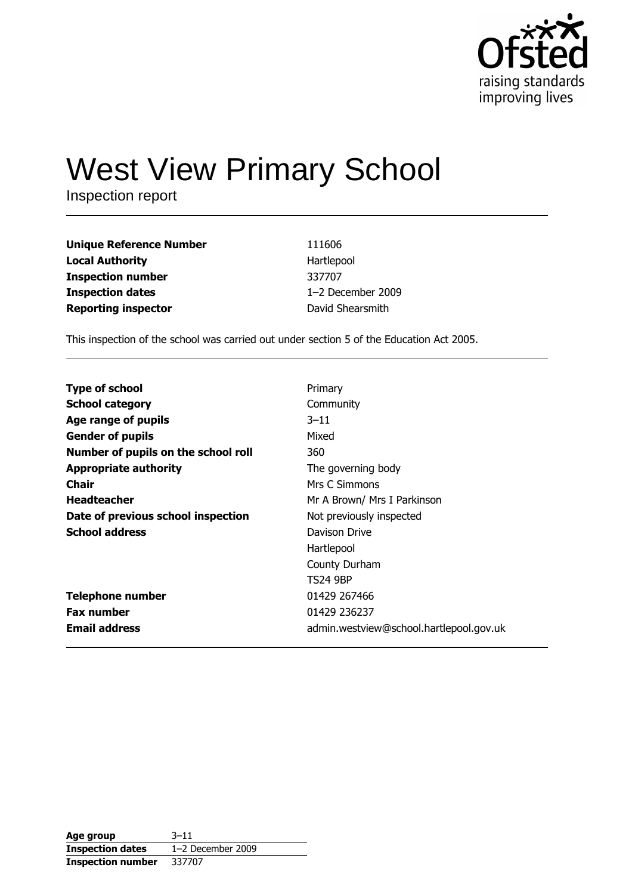Ofsted
raising standards
improving lives

# West View Primary School

Inspection report

| | |
|---|---|
| **Unique Reference Number** | 111606 |
| **Local Authority** | Hartlepool |
| **Inspection number** | 337707 |
| **Inspection dates** | 1–2 December 2009 |
| **Reporting inspector** | David Shearsmith |

This inspection of the school was carried out under section 5 of the Education Act 2005.

| | |
|---|---|
| **Type of school** | Primary |
| **School category** | Community |
| **Age range of pupils** | 3–11 |
| **Gender of pupils** | Mixed |
| **Number of pupils on the school roll** | 360 |
| **Appropriate authority** | The governing body |
| **Chair** | Mrs C Simmons |
| **Headteacher** | Mr A Brown/ Mrs I Parkinson |
| **Date of previous school inspection** | Not previously inspected |
| **School address** | Davison Drive<br>Hartlepool<br>County Durham<br>TS24 9BP |
| **Telephone number** | 01429 267466 |
| **Fax number** | 01429 236237 |
| **Email address** | admin.westview@school.hartlepool.gov.uk |

| | |
|---|---|
| **Age group** | 3–11 |
| **Inspection dates** | 1–2 December 2009 |
| **Inspection number** | 337707 |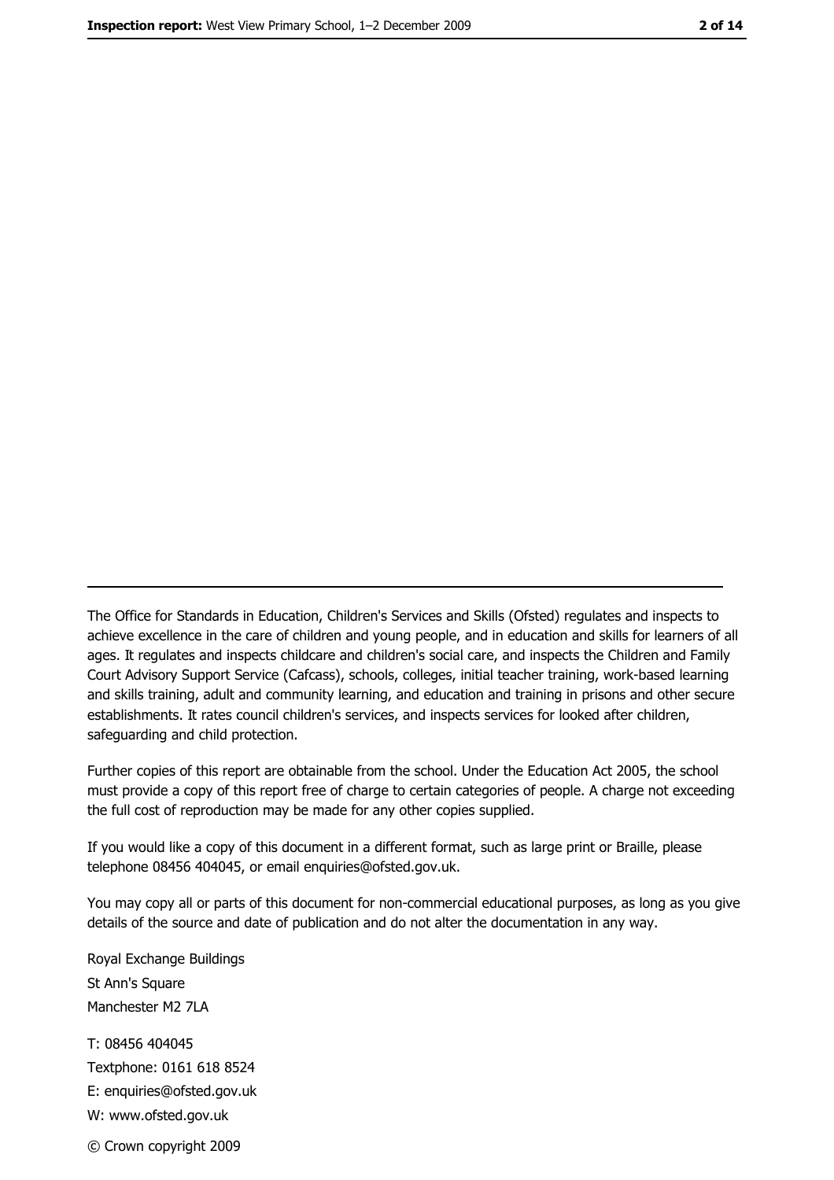The Office for Standards in Education, Children's Services and Skills (Ofsted) regulates and inspects to achieve excellence in the care of children and young people, and in education and skills for learners of all ages. It regulates and inspects childcare and children's social care, and inspects the Children and Family Court Advisory Support Service (Cafcass), schools, colleges, initial teacher training, work-based learning and skills training, adult and community learning, and education and training in prisons and other secure establishments. It rates council children's services, and inspects services for looked after children, safeguarding and child protection.

Further copies of this report are obtainable from the school. Under the Education Act 2005, the school must provide a copy of this report free of charge to certain categories of people. A charge not exceeding the full cost of reproduction may be made for any other copies supplied.

If you would like a copy of this document in a different format, such as large print or Braille, please telephone 08456 404045, or email enquiries@ofsted.gov.uk.

You may copy all or parts of this document for non-commercial educational purposes, as long as you give details of the source and date of publication and do not alter the documentation in any way.

Royal Exchange Buildings
St Ann's Square
Manchester M2 7LA

T: 08456 404045
Textphone: 0161 618 8524
E: enquiries@ofsted.gov.uk
W: www.ofsted.gov.uk

© Crown copyright 2009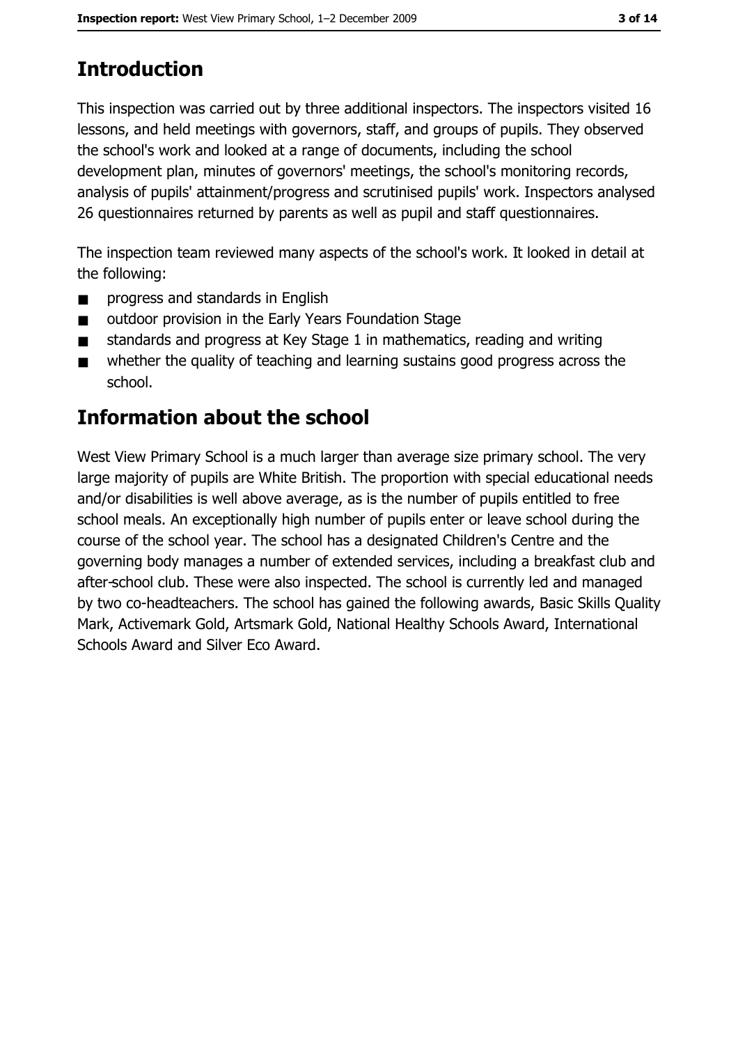# Introduction

This inspection was carried out by three additional inspectors. The inspectors visited 16 lessons, and held meetings with governors, staff, and groups of pupils. They observed the school's work and looked at a range of documents, including the school development plan, minutes of governors' meetings, the school's monitoring records, analysis of pupils' attainment/progress and scrutinised pupils' work. Inspectors analysed 26 questionnaires returned by parents as well as pupil and staff questionnaires.

The inspection team reviewed many aspects of the school's work. It looked in detail at the following:

- progress and standards in English
- outdoor provision in the Early Years Foundation Stage
- standards and progress at Key Stage 1 in mathematics, reading and writing
- whether the quality of teaching and learning sustains good progress across the school.

# Information about the school

West View Primary School is a much larger than average size primary school. The very large majority of pupils are White British. The proportion with special educational needs and/or disabilities is well above average, as is the number of pupils entitled to free school meals. An exceptionally high number of pupils enter or leave school during the course of the school year. The school has a designated Children's Centre and the governing body manages a number of extended services, including a breakfast club and after-school club. These were also inspected. The school is currently led and managed by two co-headteachers. The school has gained the following awards, Basic Skills Quality Mark, Activemark Gold, Artsmark Gold, National Healthy Schools Award, International Schools Award and Silver Eco Award.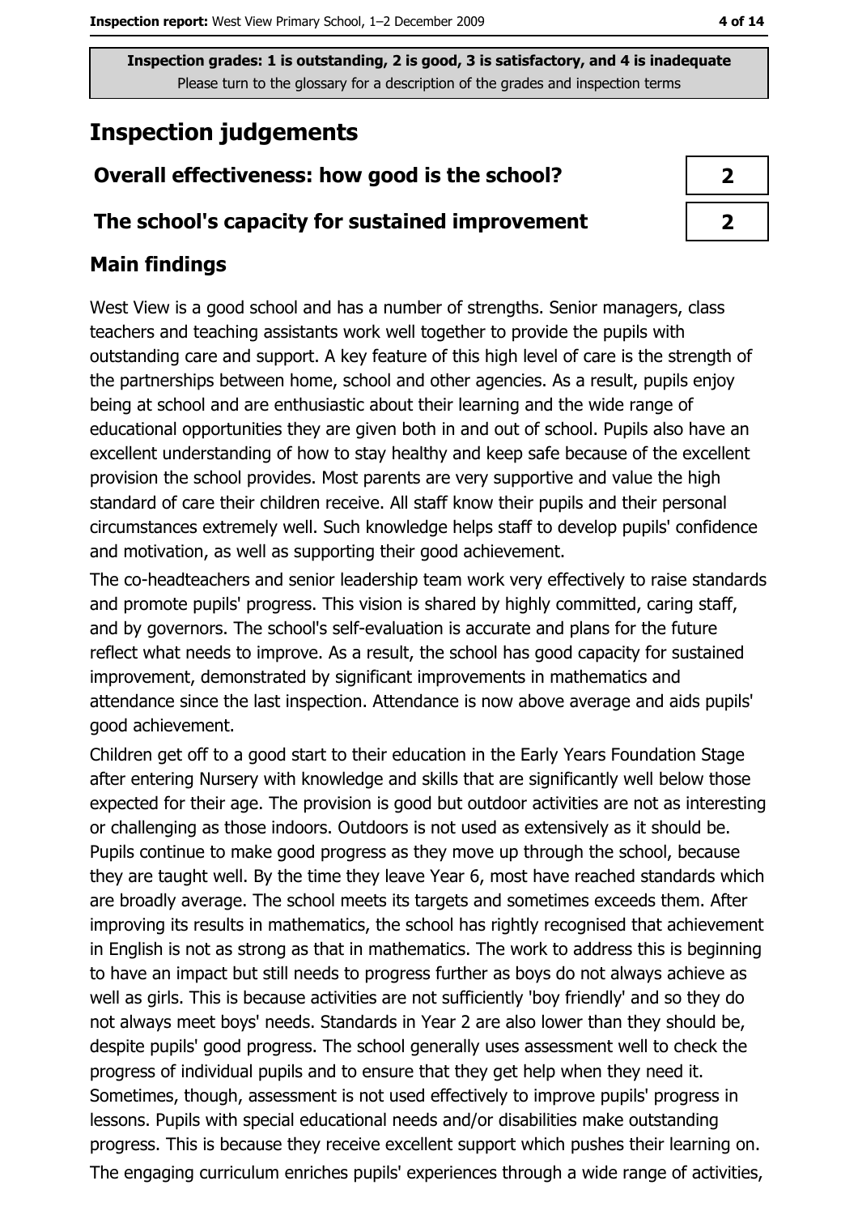**Inspection grades: 1 is outstanding, 2 is good, 3 is satisfactory, and 4 is inadequate**
Please turn to the glossary for a description of the grades and inspection terms

# Inspection judgements

| | |
|---|---|
| **Overall effectiveness: how good is the school?** | 2 |
| **The school's capacity for sustained improvement** | 2 |

## Main findings

West View is a good school and has a number of strengths. Senior managers, class teachers and teaching assistants work well together to provide the pupils with outstanding care and support. A key feature of this high level of care is the strength of the partnerships between home, school and other agencies. As a result, pupils enjoy being at school and are enthusiastic about their learning and the wide range of educational opportunities they are given both in and out of school. Pupils also have an excellent understanding of how to stay healthy and keep safe because of the excellent provision the school provides. Most parents are very supportive and value the high standard of care their children receive. All staff know their pupils and their personal circumstances extremely well. Such knowledge helps staff to develop pupils' confidence and motivation, as well as supporting their good achievement.

The co-headteachers and senior leadership team work very effectively to raise standards and promote pupils' progress. This vision is shared by highly committed, caring staff, and by governors. The school's self-evaluation is accurate and plans for the future reflect what needs to improve. As a result, the school has good capacity for sustained improvement, demonstrated by significant improvements in mathematics and attendance since the last inspection. Attendance is now above average and aids pupils' good achievement.

Children get off to a good start to their education in the Early Years Foundation Stage after entering Nursery with knowledge and skills that are significantly well below those expected for their age. The provision is good but outdoor activities are not as interesting or challenging as those indoors. Outdoors is not used as extensively as it should be. Pupils continue to make good progress as they move up through the school, because they are taught well. By the time they leave Year 6, most have reached standards which are broadly average. The school meets its targets and sometimes exceeds them. After improving its results in mathematics, the school has rightly recognised that achievement in English is not as strong as that in mathematics. The work to address this is beginning to have an impact but still needs to progress further as boys do not always achieve as well as girls. This is because activities are not sufficiently 'boy friendly' and so they do not always meet boys' needs. Standards in Year 2 are also lower than they should be, despite pupils' good progress. The school generally uses assessment well to check the progress of individual pupils and to ensure that they get help when they need it. Sometimes, though, assessment is not used effectively to improve pupils' progress in lessons. Pupils with special educational needs and/or disabilities make outstanding progress. This is because they receive excellent support which pushes their learning on. The engaging curriculum enriches pupils' experiences through a wide range of activities,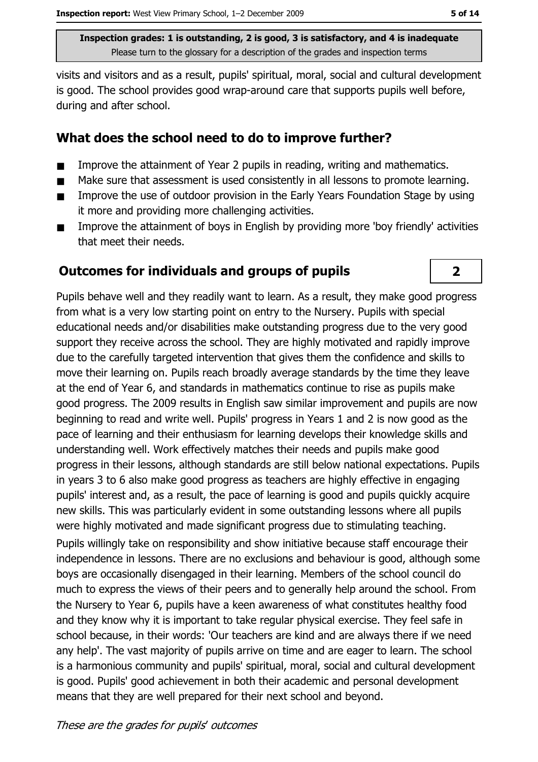visits and visitors and as a result, pupils' spiritual, moral, social and cultural development is good. The school provides good wrap-around care that supports pupils well before, during and after school.

## What does the school need to do to improve further?

- Improve the attainment of Year 2 pupils in reading, writing and mathematics.
- Make sure that assessment is used consistently in all lessons to promote learning.
- Improve the use of outdoor provision in the Early Years Foundation Stage by using it more and providing more challenging activities.
- Improve the attainment of boys in English by providing more 'boy friendly' activities that meet their needs.

## Outcomes for individuals and groups of pupils

**2**

Pupils behave well and they readily want to learn. As a result, they make good progress from what is a very low starting point on entry to the Nursery. Pupils with special educational needs and/or disabilities make outstanding progress due to the very good support they receive across the school. They are highly motivated and rapidly improve due to the carefully targeted intervention that gives them the confidence and skills to move their learning on. Pupils reach broadly average standards by the time they leave at the end of Year 6, and standards in mathematics continue to rise as pupils make good progress. The 2009 results in English saw similar improvement and pupils are now beginning to read and write well. Pupils' progress in Years 1 and 2 is now good as the pace of learning and their enthusiasm for learning develops their knowledge skills and understanding well. Work effectively matches their needs and pupils make good progress in their lessons, although standards are still below national expectations. Pupils in years 3 to 6 also make good progress as teachers are highly effective in engaging pupils' interest and, as a result, the pace of learning is good and pupils quickly acquire new skills. This was particularly evident in some outstanding lessons where all pupils were highly motivated and made significant progress due to stimulating teaching.

Pupils willingly take on responsibility and show initiative because staff encourage their independence in lessons. There are no exclusions and behaviour is good, although some boys are occasionally disengaged in their learning. Members of the school council do much to express the views of their peers and to generally help around the school. From the Nursery to Year 6, pupils have a keen awareness of what constitutes healthy food and they know why it is important to take regular physical exercise. They feel safe in school because, in their words: 'Our teachers are kind and are always there if we need any help'. The vast majority of pupils arrive on time and are eager to learn. The school is a harmonious community and pupils' spiritual, moral, social and cultural development is good. Pupils' good achievement in both their academic and personal development means that they are well prepared for their next school and beyond.

*These are the grades for pupils' outcomes*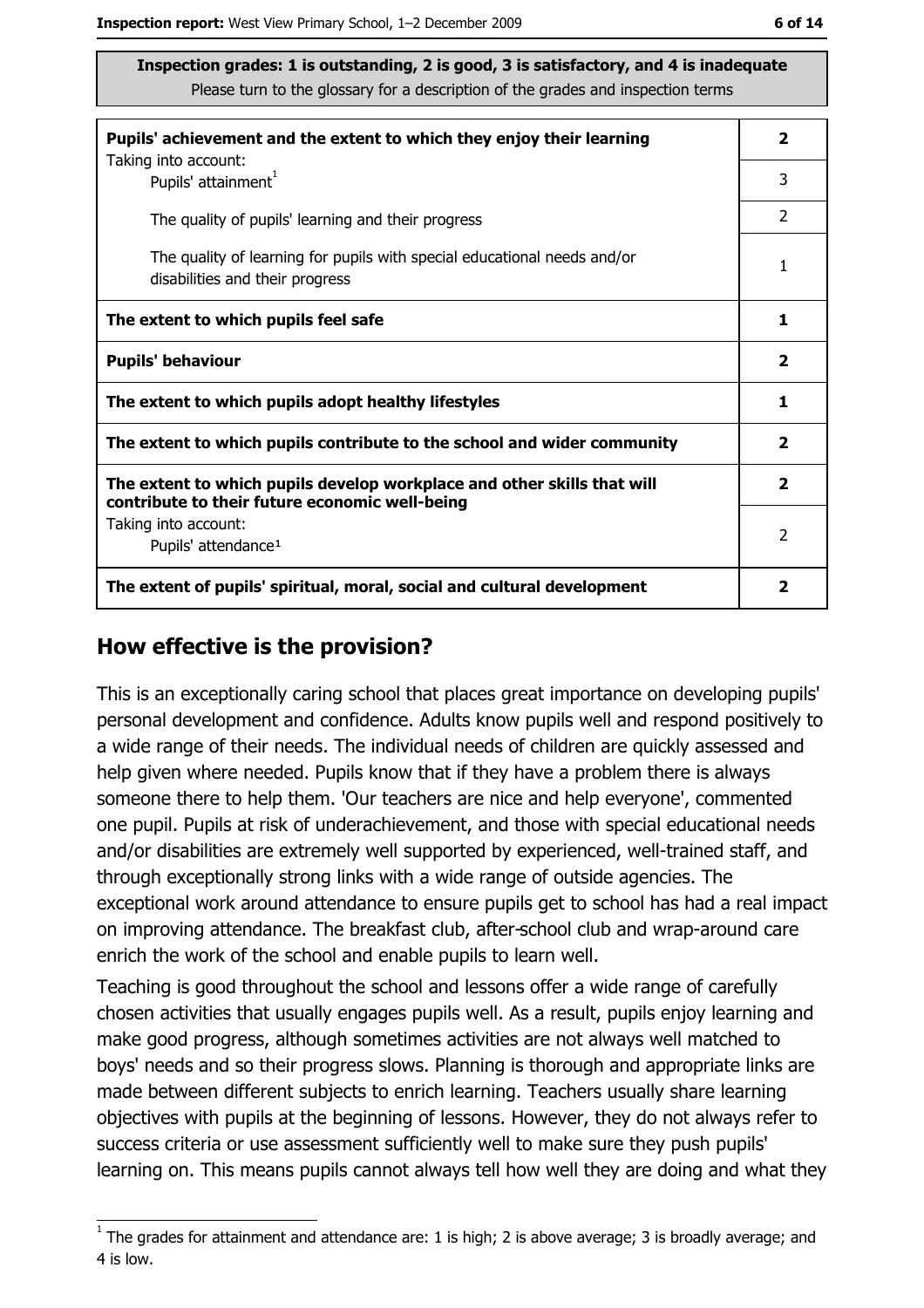**Inspection grades: 1 is outstanding, 2 is good, 3 is satisfactory, and 4 is inadequate**
Please turn to the glossary for a description of the grades and inspection terms

| | |
|---|---|
| **Pupils' achievement and the extent to which they enjoy their learning** | **2** |
| Taking into account: Pupils' attainment[1] | 3 |
| The quality of pupils' learning and their progress | 2 |
| The quality of learning for pupils with special educational needs and/or disabilities and their progress | 1 |
| **The extent to which pupils feel safe** | **1** |
| **Pupils' behaviour** | **2** |
| **The extent to which pupils adopt healthy lifestyles** | **1** |
| **The extent to which pupils contribute to the school and wider community** | **2** |
| **The extent to which pupils develop workplace and other skills that will contribute to their future economic well-being** | **2** |
| Taking into account: Pupils' attendance[1] | 2 |
| **The extent of pupils' spiritual, moral, social and cultural development** | **2** |

## How effective is the provision?

This is an exceptionally caring school that places great importance on developing pupils' personal development and confidence. Adults know pupils well and respond positively to a wide range of their needs. The individual needs of children are quickly assessed and help given where needed. Pupils know that if they have a problem there is always someone there to help them. 'Our teachers are nice and help everyone', commented one pupil. Pupils at risk of underachievement, and those with special educational needs and/or disabilities are extremely well supported by experienced, well-trained staff, and through exceptionally strong links with a wide range of outside agencies. The exceptional work around attendance to ensure pupils get to school has had a real impact on improving attendance. The breakfast club, after-school club and wrap-around care enrich the work of the school and enable pupils to learn well.

Teaching is good throughout the school and lessons offer a wide range of carefully chosen activities that usually engages pupils well. As a result, pupils enjoy learning and make good progress, although sometimes activities are not always well matched to boys' needs and so their progress slows. Planning is thorough and appropriate links are made between different subjects to enrich learning. Teachers usually share learning objectives with pupils at the beginning of lessons. However, they do not always refer to success criteria or use assessment sufficiently well to make sure they push pupils' learning on. This means pupils cannot always tell how well they are doing and what they

[1] The grades for attainment and attendance are: 1 is high; 2 is above average; 3 is broadly average; and 4 is low.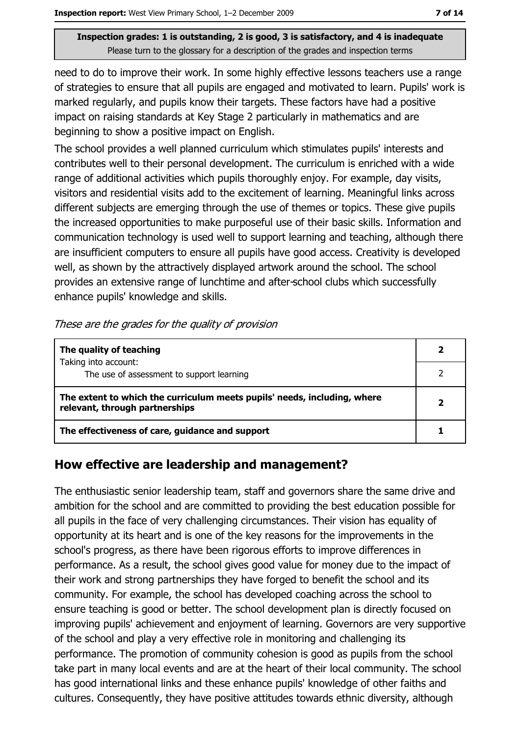**Inspection grades: 1 is outstanding, 2 is good, 3 is satisfactory, and 4 is inadequate**
Please turn to the glossary for a description of the grades and inspection terms

need to do to improve their work. In some highly effective lessons teachers use a range of strategies to ensure that all pupils are engaged and motivated to learn. Pupils' work is marked regularly, and pupils know their targets. These factors have had a positive impact on raising standards at Key Stage 2 particularly in mathematics and are beginning to show a positive impact on English.

The school provides a well planned curriculum which stimulates pupils' interests and contributes well to their personal development. The curriculum is enriched with a wide range of additional activities which pupils thoroughly enjoy. For example, day visits, visitors and residential visits add to the excitement of learning. Meaningful links across different subjects are emerging through the use of themes or topics. These give pupils the increased opportunities to make purposeful use of their basic skills. Information and communication technology is used well to support learning and teaching, although there are insufficient computers to ensure all pupils have good access. Creativity is developed well, as shown by the attractively displayed artwork around the school. The school provides an extensive range of lunchtime and after-school clubs which successfully enhance pupils' knowledge and skills.

*These are the grades for the quality of provision*

| | |
|---|---|
| **The quality of teaching**<br>Taking into account:<br>The use of assessment to support learning | **2**<br>2 |
| **The extent to which the curriculum meets pupils' needs, including, where relevant, through partnerships** | **2** |
| **The effectiveness of care, guidance and support** | **1** |

## How effective are leadership and management?

The enthusiastic senior leadership team, staff and governors share the same drive and ambition for the school and are committed to providing the best education possible for all pupils in the face of very challenging circumstances. Their vision has equality of opportunity at its heart and is one of the key reasons for the improvements in the school's progress, as there have been rigorous efforts to improve differences in performance. As a result, the school gives good value for money due to the impact of their work and strong partnerships they have forged to benefit the school and its community. For example, the school has developed coaching across the school to ensure teaching is good or better. The school development plan is directly focused on improving pupils' achievement and enjoyment of learning. Governors are very supportive of the school and play a very effective role in monitoring and challenging its performance. The promotion of community cohesion is good as pupils from the school take part in many local events and are at the heart of their local community. The school has good international links and these enhance pupils' knowledge of other faiths and cultures. Consequently, they have positive attitudes towards ethnic diversity, although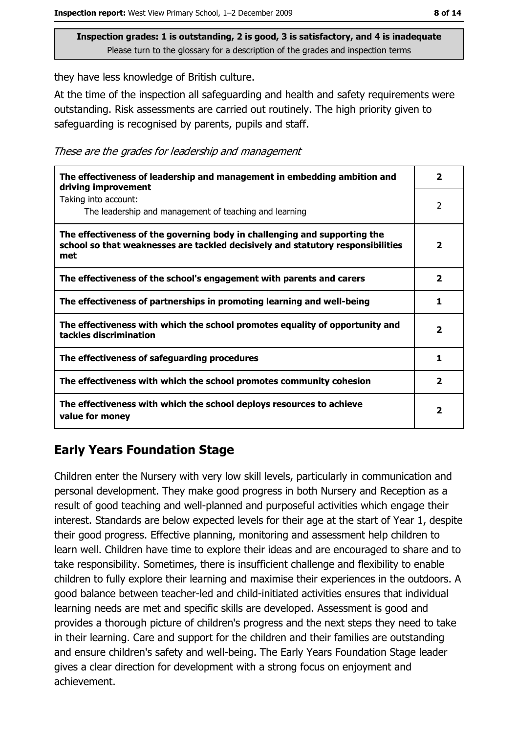Inspection grades: 1 is outstanding, 2 is good, 3 is satisfactory, and 4 is inadequate
Please turn to the glossary for a description of the grades and inspection terms

they have less knowledge of British culture.

At the time of the inspection all safeguarding and health and safety requirements were outstanding. Risk assessments are carried out routinely. The high priority given to safeguarding is recognised by parents, pupils and staff.

*These are the grades for leadership and management*

| | |
|---|---|
| **The effectiveness of leadership and management in embedding ambition and driving improvement** | **2** |
| Taking into account: The leadership and management of teaching and learning | 2 |
| **The effectiveness of the governing body in challenging and supporting the school so that weaknesses are tackled decisively and statutory responsibilities met** | **2** |
| **The effectiveness of the school's engagement with parents and carers** | **2** |
| **The effectiveness of partnerships in promoting learning and well-being** | **1** |
| **The effectiveness with which the school promotes equality of opportunity and tackles discrimination** | **2** |
| **The effectiveness of safeguarding procedures** | **1** |
| **The effectiveness with which the school promotes community cohesion** | **2** |
| **The effectiveness with which the school deploys resources to achieve value for money** | **2** |

## Early Years Foundation Stage

Children enter the Nursery with very low skill levels, particularly in communication and personal development. They make good progress in both Nursery and Reception as a result of good teaching and well-planned and purposeful activities which engage their interest. Standards are below expected levels for their age at the start of Year 1, despite their good progress. Effective planning, monitoring and assessment help children to learn well. Children have time to explore their ideas and are encouraged to share and to take responsibility. Sometimes, there is insufficient challenge and flexibility to enable children to fully explore their learning and maximise their experiences in the outdoors. A good balance between teacher-led and child-initiated activities ensures that individual learning needs are met and specific skills are developed. Assessment is good and provides a thorough picture of children's progress and the next steps they need to take in their learning. Care and support for the children and their families are outstanding and ensure children's safety and well-being. The Early Years Foundation Stage leader gives a clear direction for development with a strong focus on enjoyment and achievement.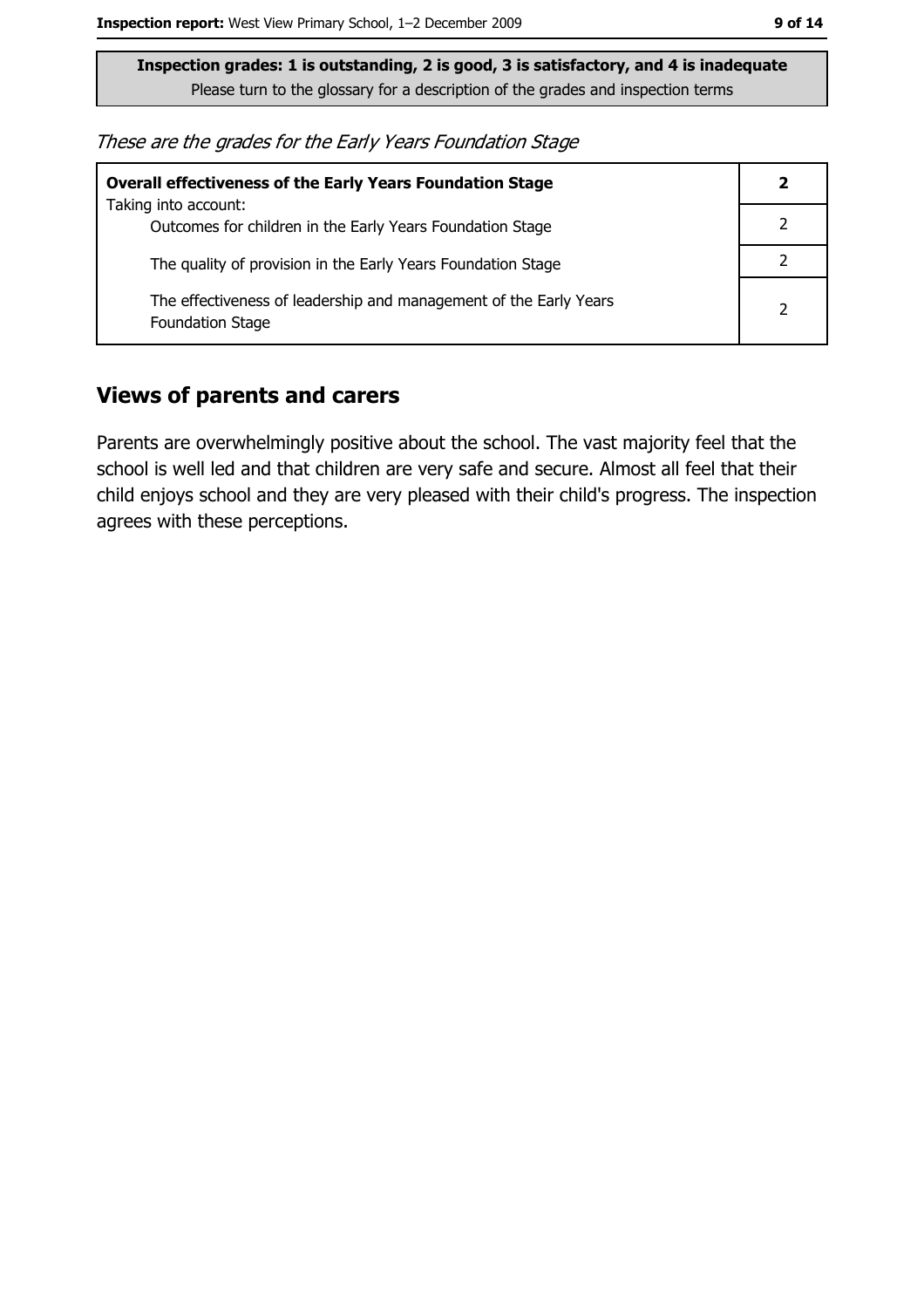**Inspection grades: 1 is outstanding, 2 is good, 3 is satisfactory, and 4 is inadequate**
Please turn to the glossary for a description of the grades and inspection terms

*These are the grades for the Early Years Foundation Stage*

| **Overall effectiveness of the Early Years Foundation Stage** | **2** |
|---|---|
| Taking into account: Outcomes for children in the Early Years Foundation Stage | 2 |
| The quality of provision in the Early Years Foundation Stage | 2 |
| The effectiveness of leadership and management of the Early Years Foundation Stage | 2 |

## Views of parents and carers

Parents are overwhelmingly positive about the school. The vast majority feel that the school is well led and that children are very safe and secure. Almost all feel that their child enjoys school and they are very pleased with their child's progress. The inspection agrees with these perceptions.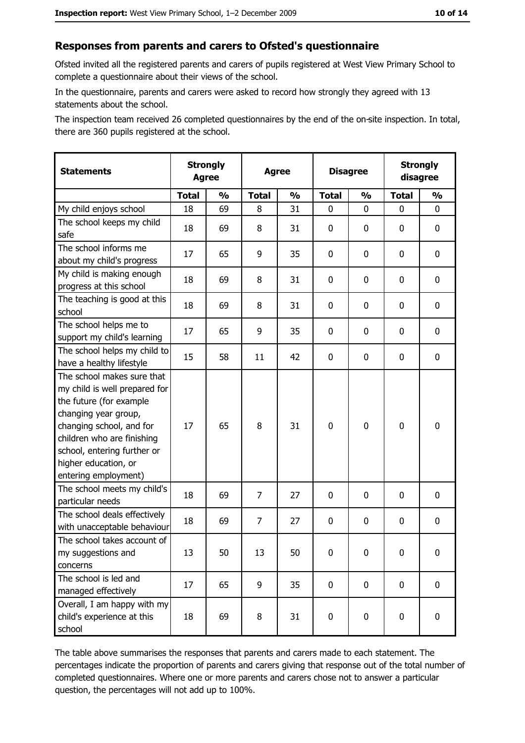## Responses from parents and carers to Ofsted's questionnaire

Ofsted invited all the registered parents and carers of pupils registered at West View Primary School to complete a questionnaire about their views of the school.

In the questionnaire, parents and carers were asked to record how strongly they agreed with 13 statements about the school.

The inspection team received 26 completed questionnaires by the end of the on-site inspection. In total, there are 360 pupils registered at the school.

| Statements | Strongly Agree | | Agree | | Disagree | | Strongly disagree | |
|---|---|---|---|---|---|---|---|---|
| | **Total** | **%** | **Total** | **%** | **Total** | **%** | **Total** | **%** |
| My child enjoys school | 18 | 69 | 8 | 31 | 0 | 0 | 0 | 0 |
| The school keeps my child safe | 18 | 69 | 8 | 31 | 0 | 0 | 0 | 0 |
| The school informs me about my child's progress | 17 | 65 | 9 | 35 | 0 | 0 | 0 | 0 |
| My child is making enough progress at this school | 18 | 69 | 8 | 31 | 0 | 0 | 0 | 0 |
| The teaching is good at this school | 18 | 69 | 8 | 31 | 0 | 0 | 0 | 0 |
| The school helps me to support my child's learning | 17 | 65 | 9 | 35 | 0 | 0 | 0 | 0 |
| The school helps my child to have a healthy lifestyle | 15 | 58 | 11 | 42 | 0 | 0 | 0 | 0 |
| The school makes sure that my child is well prepared for the future (for example changing year group, changing school, and for children who are finishing school, entering further or higher education, or entering employment) | 17 | 65 | 8 | 31 | 0 | 0 | 0 | 0 |
| The school meets my child's particular needs | 18 | 69 | 7 | 27 | 0 | 0 | 0 | 0 |
| The school deals effectively with unacceptable behaviour | 18 | 69 | 7 | 27 | 0 | 0 | 0 | 0 |
| The school takes account of my suggestions and concerns | 13 | 50 | 13 | 50 | 0 | 0 | 0 | 0 |
| The school is led and managed effectively | 17 | 65 | 9 | 35 | 0 | 0 | 0 | 0 |
| Overall, I am happy with my child's experience at this school | 18 | 69 | 8 | 31 | 0 | 0 | 0 | 0 |

The table above summarises the responses that parents and carers made to each statement. The percentages indicate the proportion of parents and carers giving that response out of the total number of completed questionnaires. Where one or more parents and carers chose not to answer a particular question, the percentages will not add up to 100%.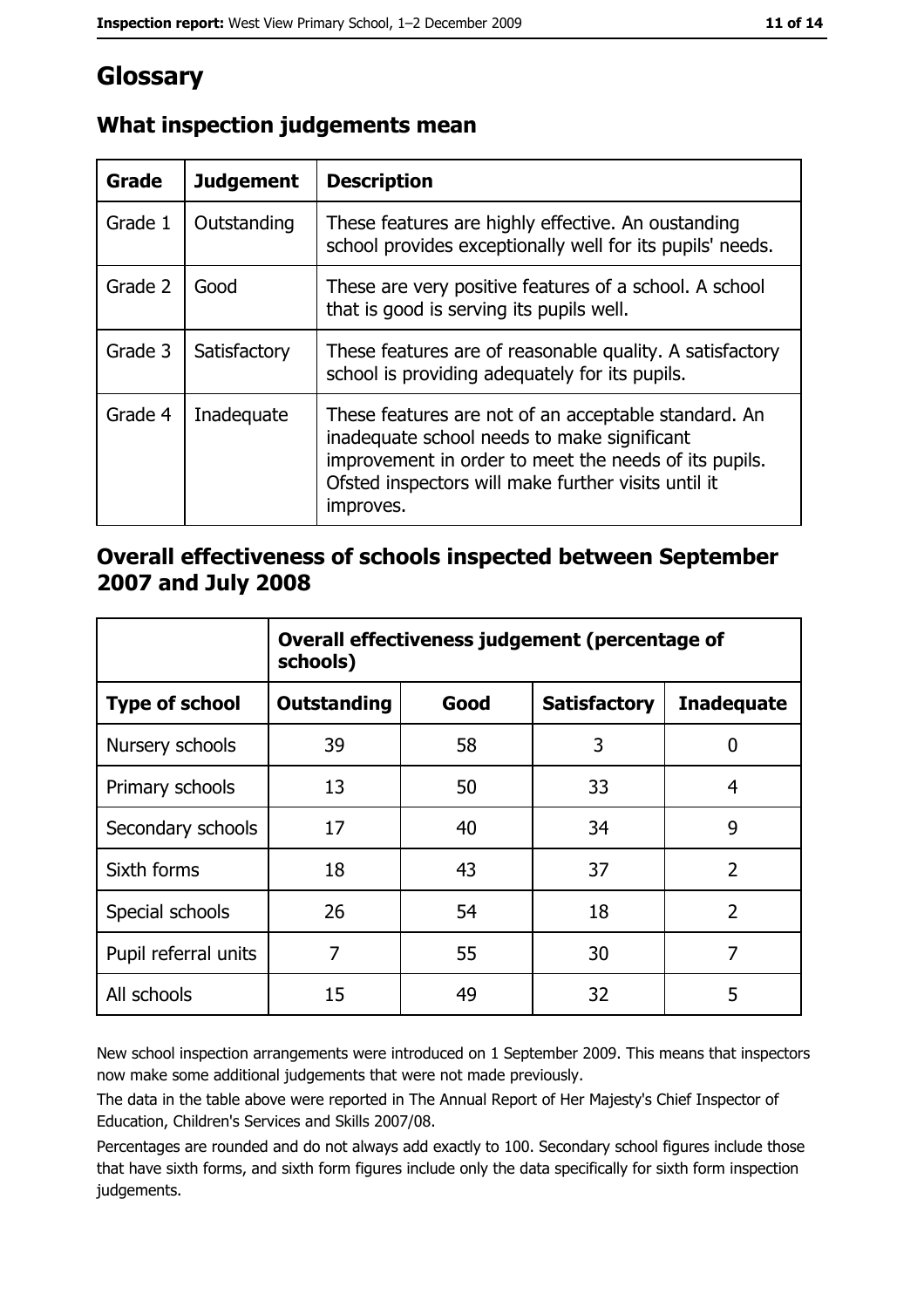# Glossary

## What inspection judgements mean

| Grade | Judgement | Description |
|---|---|---|
| Grade 1 | Outstanding | These features are highly effective. An oustanding school provides exceptionally well for its pupils' needs. |
| Grade 2 | Good | These are very positive features of a school. A school that is good is serving its pupils well. |
| Grade 3 | Satisfactory | These features are of reasonable quality. A satisfactory school is providing adequately for its pupils. |
| Grade 4 | Inadequate | These features are not of an acceptable standard. An inadequate school needs to make significant improvement in order to meet the needs of its pupils. Ofsted inspectors will make further visits until it improves. |

## Overall effectiveness of schools inspected between September 2007 and July 2008

| | Overall effectiveness judgement (percentage of schools) | | | |
|---|---|---|---|---|
| **Type of school** | **Outstanding** | **Good** | **Satisfactory** | **Inadequate** |
| Nursery schools | 39 | 58 | 3 | 0 |
| Primary schools | 13 | 50 | 33 | 4 |
| Secondary schools | 17 | 40 | 34 | 9 |
| Sixth forms | 18 | 43 | 37 | 2 |
| Special schools | 26 | 54 | 18 | 2 |
| Pupil referral units | 7 | 55 | 30 | 7 |
| All schools | 15 | 49 | 32 | 5 |

New school inspection arrangements were introduced on 1 September 2009. This means that inspectors now make some additional judgements that were not made previously.

The data in the table above were reported in The Annual Report of Her Majesty's Chief Inspector of Education, Children's Services and Skills 2007/08.

Percentages are rounded and do not always add exactly to 100. Secondary school figures include those that have sixth forms, and sixth form figures include only the data specifically for sixth form inspection judgements.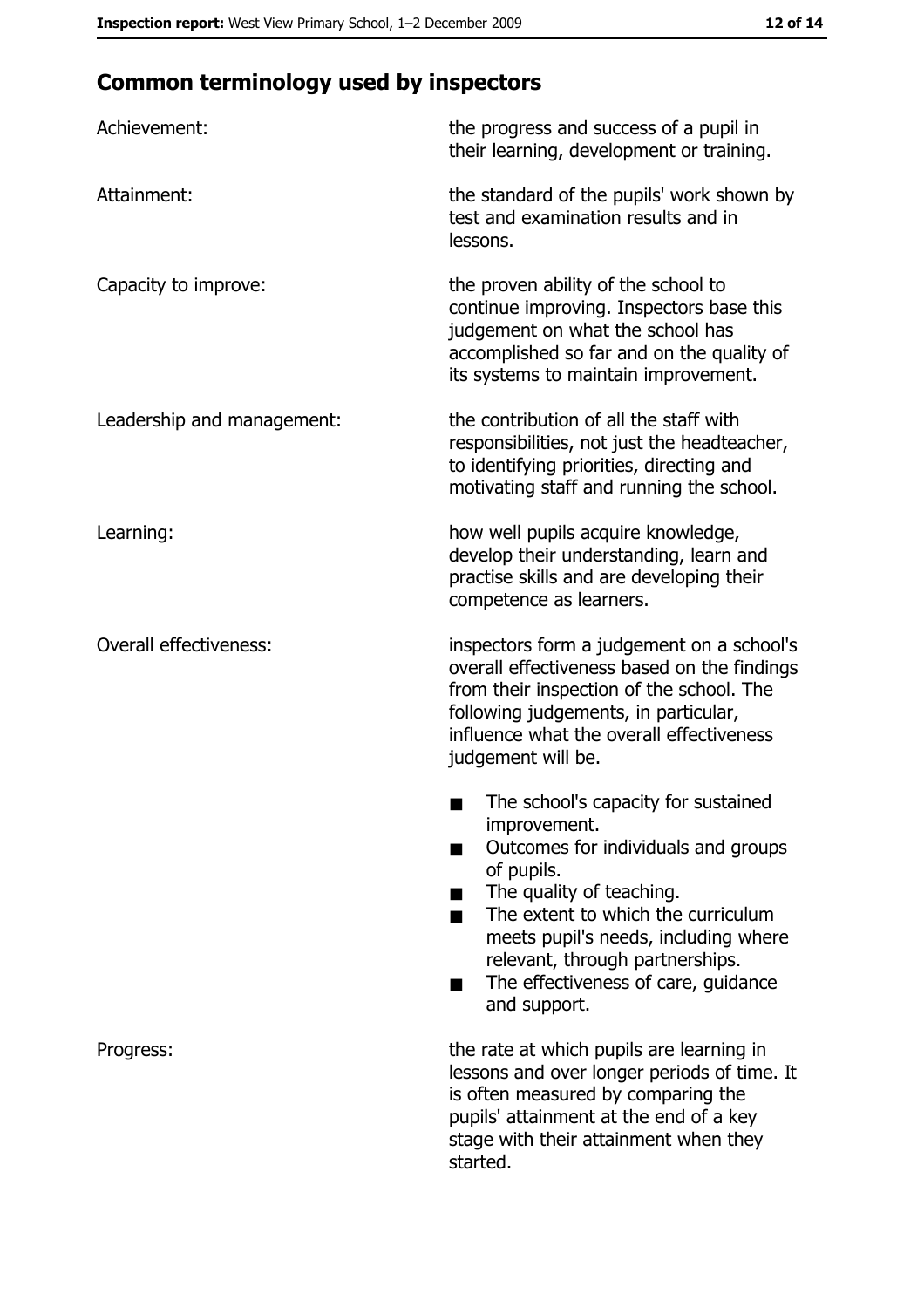## Common terminology used by inspectors

| | |
|---|---|
| Achievement: | the progress and success of a pupil in their learning, development or training. |
| Attainment: | the standard of the pupils' work shown by test and examination results and in lessons. |
| Capacity to improve: | the proven ability of the school to continue improving. Inspectors base this judgement on what the school has accomplished so far and on the quality of its systems to maintain improvement. |
| Leadership and management: | the contribution of all the staff with responsibilities, not just the headteacher, to identifying priorities, directing and motivating staff and running the school. |
| Learning: | how well pupils acquire knowledge, develop their understanding, learn and practise skills and are developing their competence as learners. |
| Overall effectiveness: | inspectors form a judgement on a school's overall effectiveness based on the findings from their inspection of the school. The following judgements, in particular, influence what the overall effectiveness judgement will be. <br>■ The school's capacity for sustained improvement.<br>■ Outcomes for individuals and groups of pupils.<br>■ The quality of teaching.<br>■ The extent to which the curriculum meets pupil's needs, including where relevant, through partnerships.<br>■ The effectiveness of care, guidance and support. |
| Progress: | the rate at which pupils are learning in lessons and over longer periods of time. It is often measured by comparing the pupils' attainment at the end of a key stage with their attainment when they started. |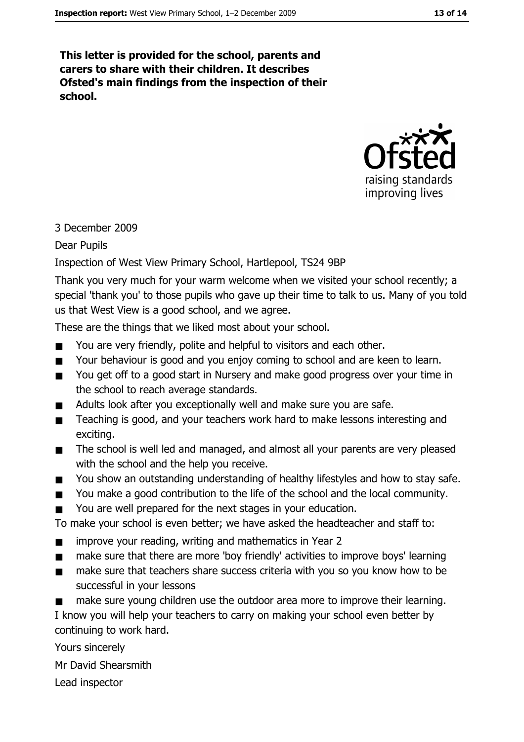**This letter is provided for the school, parents and carers to share with their children. It describes Ofsted's main findings from the inspection of their school.**

3 December 2009

Dear Pupils

Inspection of West View Primary School, Hartlepool, TS24 9BP

Thank you very much for your warm welcome when we visited your school recently; a special 'thank you' to those pupils who gave up their time to talk to us. Many of you told us that West View is a good school, and we agree.

These are the things that we liked most about your school.

- You are very friendly, polite and helpful to visitors and each other.
- Your behaviour is good and you enjoy coming to school and are keen to learn.
- You get off to a good start in Nursery and make good progress over your time in the school to reach average standards.
- Adults look after you exceptionally well and make sure you are safe.
- Teaching is good, and your teachers work hard to make lessons interesting and exciting.
- The school is well led and managed, and almost all your parents are very pleased with the school and the help you receive.
- You show an outstanding understanding of healthy lifestyles and how to stay safe.
- You make a good contribution to the life of the school and the local community.
- You are well prepared for the next stages in your education.

To make your school is even better; we have asked the headteacher and staff to:

- improve your reading, writing and mathematics in Year 2
- make sure that there are more 'boy friendly' activities to improve boys' learning
- make sure that teachers share success criteria with you so you know how to be successful in your lessons
- make sure young children use the outdoor area more to improve their learning.

I know you will help your teachers to carry on making your school even better by continuing to work hard.

Yours sincerely

Mr David Shearsmith

Lead inspector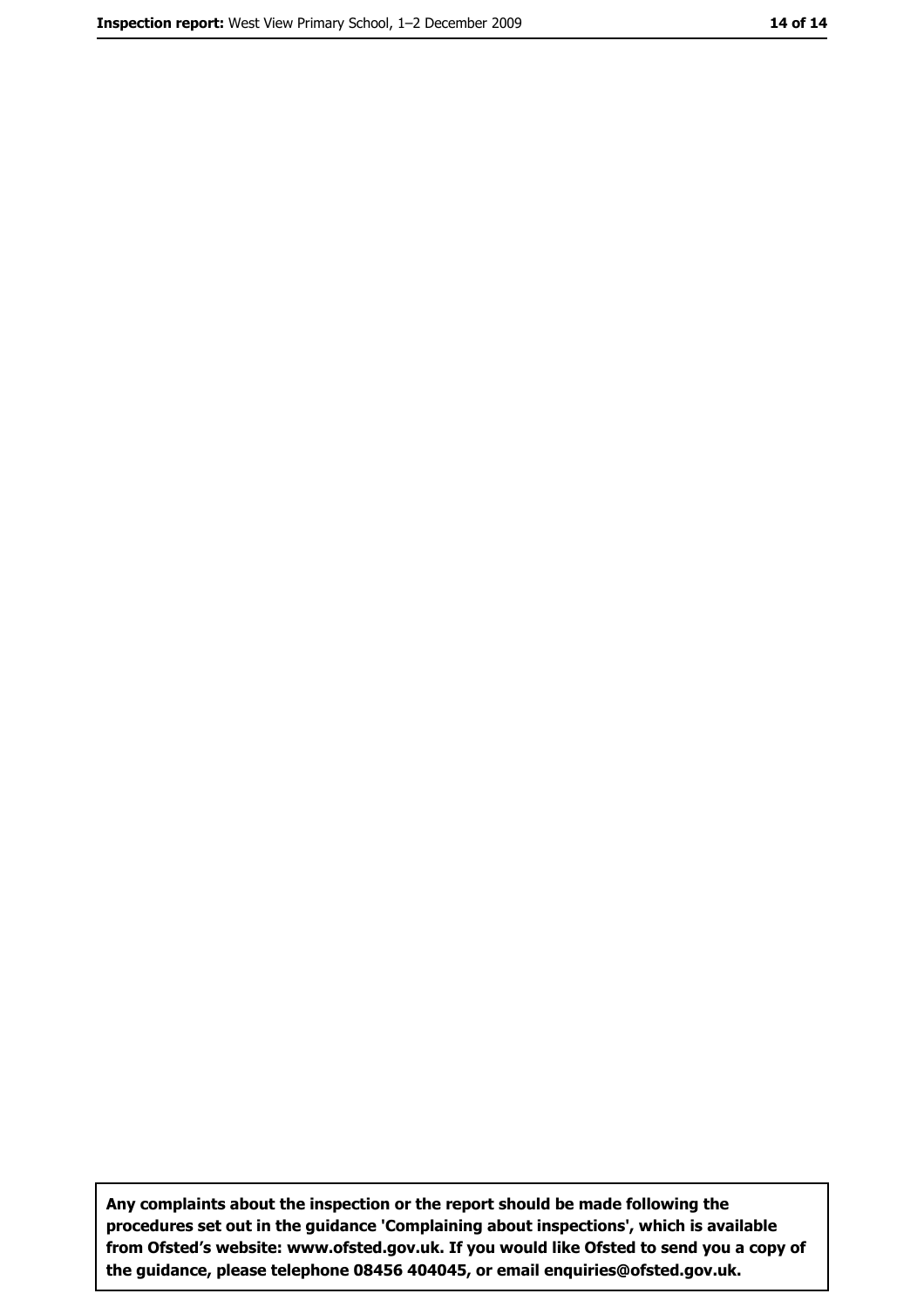**Any complaints about the inspection or the report should be made following the procedures set out in the guidance 'Complaining about inspections', which is available from Ofsted's website: www.ofsted.gov.uk. If you would like Ofsted to send you a copy of the guidance, please telephone 08456 404045, or email enquiries@ofsted.gov.uk.**